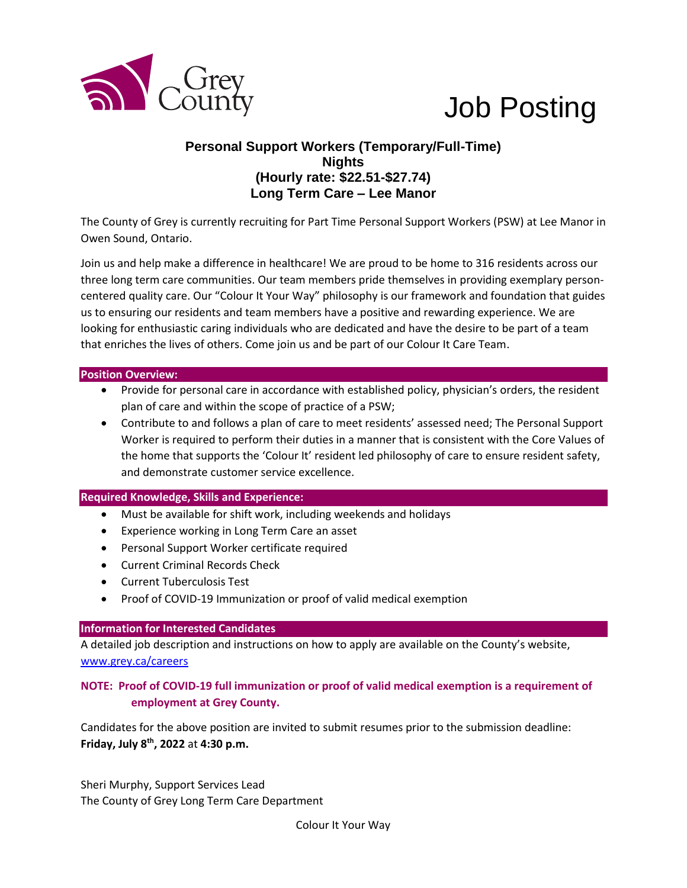Grey County

# Job Posting

## Personal Support Workers (Temporary/Full-Time)
## Nights
## (Hourly rate: $22.51-$27.74)
## Long Term Care – Lee Manor

The County of Grey is currently recruiting for Part Time Personal Support Workers (PSW) at Lee Manor in Owen Sound, Ontario.

Join us and help make a difference in healthcare! We are proud to be home to 316 residents across our three long term care communities. Our team members pride themselves in providing exemplary person-centered quality care. Our "Colour It Your Way" philosophy is our framework and foundation that guides us to ensuring our residents and team members have a positive and rewarding experience. We are looking for enthusiastic caring individuals who are dedicated and have the desire to be part of a team that enriches the lives of others. Come join us and be part of our Colour It Care Team.

**Position Overview:**

- Provide for personal care in accordance with established policy, physician's orders, the resident plan of care and within the scope of practice of a PSW;
- Contribute to and follows a plan of care to meet residents' assessed need; The Personal Support Worker is required to perform their duties in a manner that is consistent with the Core Values of the home that supports the 'Colour It' resident led philosophy of care to ensure resident safety, and demonstrate customer service excellence.

**Required Knowledge, Skills and Experience:**

- Must be available for shift work, including weekends and holidays
- Experience working in Long Term Care an asset
- Personal Support Worker certificate required
- Current Criminal Records Check
- Current Tuberculosis Test
- Proof of COVID-19 Immunization or proof of valid medical exemption

**Information for Interested Candidates**

A detailed job description and instructions on how to apply are available on the County's website, [www.grey.ca/careers](http://www.grey.ca/careers)

**NOTE: Proof of COVID-19 full immunization or proof of valid medical exemption is a requirement of employment at Grey County.**

Candidates for the above position are invited to submit resumes prior to the submission deadline: **Friday, July 8th, 2022** at **4:30 p.m.**

Sheri Murphy, Support Services Lead
The County of Grey Long Term Care Department

Colour It Your Way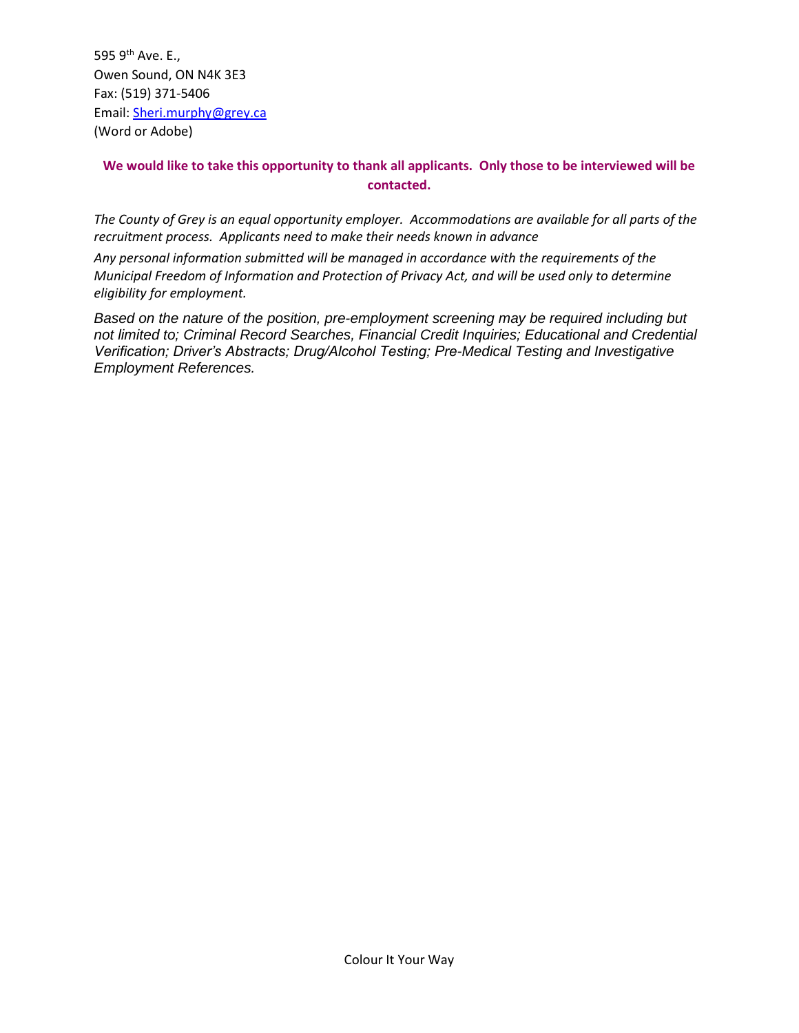595 9th Ave. E.,
Owen Sound, ON N4K 3E3
Fax: (519) 371-5406
Email: Sheri.murphy@grey.ca
(Word or Adobe)

**We would like to take this opportunity to thank all applicants. Only those to be interviewed will be contacted.**

*The County of Grey is an equal opportunity employer. Accommodations are available for all parts of the recruitment process. Applicants need to make their needs known in advance*

*Any personal information submitted will be managed in accordance with the requirements of the Municipal Freedom of Information and Protection of Privacy Act, and will be used only to determine eligibility for employment.*

*Based on the nature of the position, pre-employment screening may be required including but not limited to; Criminal Record Searches, Financial Credit Inquiries; Educational and Credential Verification; Driver's Abstracts; Drug/Alcohol Testing; Pre-Medical Testing and Investigative Employment References.*